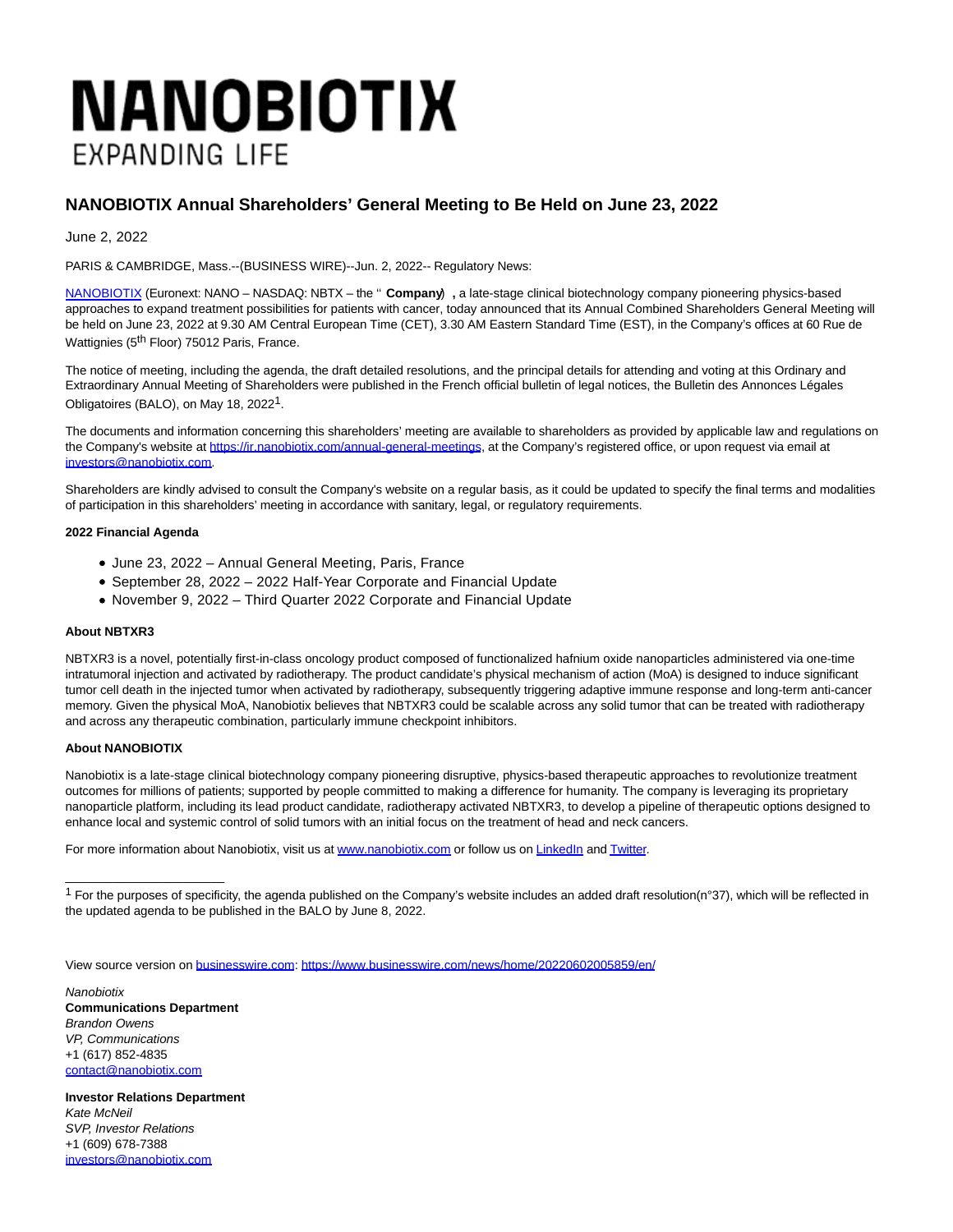# NANOBIOTIX

EXPANDING LIFE

## NANOBIOTIX Annual Shareholders' General Meeting to Be Held on June 23, 2022

June 2, 2022

PARIS & CAMBRIDGE, Mass.--(BUSINESS WIRE)--Jun. 2, 2022-- Regulatory News:

NANOBIOTIX (Euronext: NANO – NASDAQ: NBTX – the " **Company**) **,** a late-stage clinical biotechnology company pioneering physics-based approaches to expand treatment possibilities for patients with cancer, today announced that its Annual Combined Shareholders General Meeting will be held on June 23, 2022 at 9.30 AM Central European Time (CET), 3.30 AM Eastern Standard Time (EST), in the Company's offices at 60 Rue de Wattignies (5th Floor) 75012 Paris, France.

The notice of meeting, including the agenda, the draft detailed resolutions, and the principal details for attending and voting at this Ordinary and Extraordinary Annual Meeting of Shareholders were published in the French official bulletin of legal notices, the Bulletin des Annonces Légales Obligatoires (BALO), on May 18, 2022[1].

The documents and information concerning this shareholders' meeting are available to shareholders as provided by applicable law and regulations on the Company's website at https://ir.nanobiotix.com/annual-general-meetings, at the Company's registered office, or upon request via email at investors@nanobiotix.com.

Shareholders are kindly advised to consult the Company's website on a regular basis, as it could be updated to specify the final terms and modalities of participation in this shareholders' meeting in accordance with sanitary, legal, or regulatory requirements.

**2022 Financial Agenda**

- June 23, 2022 – Annual General Meeting, Paris, France
- September 28, 2022 – 2022 Half-Year Corporate and Financial Update
- November 9, 2022 – Third Quarter 2022 Corporate and Financial Update

**About NBTXR3**

NBTXR3 is a novel, potentially first-in-class oncology product composed of functionalized hafnium oxide nanoparticles administered via one-time intratumoral injection and activated by radiotherapy. The product candidate's physical mechanism of action (MoA) is designed to induce significant tumor cell death in the injected tumor when activated by radiotherapy, subsequently triggering adaptive immune response and long-term anti-cancer memory. Given the physical MoA, Nanobiotix believes that NBTXR3 could be scalable across any solid tumor that can be treated with radiotherapy and across any therapeutic combination, particularly immune checkpoint inhibitors.

**About NANOBIOTIX**

Nanobiotix is a late-stage clinical biotechnology company pioneering disruptive, physics-based therapeutic approaches to revolutionize treatment outcomes for millions of patients; supported by people committed to making a difference for humanity. The company is leveraging its proprietary nanoparticle platform, including its lead product candidate, radiotherapy activated NBTXR3, to develop a pipeline of therapeutic options designed to enhance local and systemic control of solid tumors with an initial focus on the treatment of head and neck cancers.

For more information about Nanobiotix, visit us at www.nanobiotix.com or follow us on LinkedIn and Twitter.

---

[1] For the purposes of specificity, the agenda published on the Company's website includes an added draft resolution(n°37), which will be reflected in the updated agenda to be published in the BALO by June 8, 2022.

View source version on businesswire.com: https://www.businesswire.com/news/home/20220602005859/en/

*Nanobiotix*
**Communications Department**
*Brandon Owens*
*VP, Communications*
+1 (617) 852-4835
contact@nanobiotix.com

**Investor Relations Department**
*Kate McNeil*
*SVP, Investor Relations*
+1 (609) 678-7388
investors@nanobiotix.com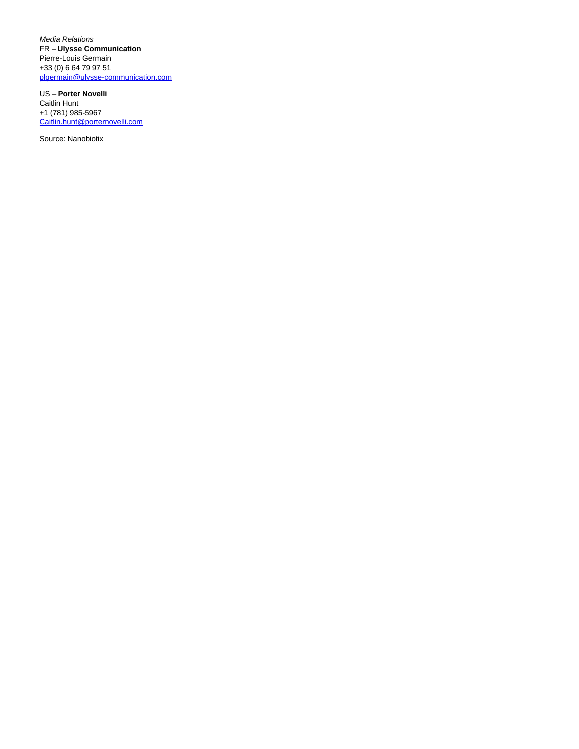*Media Relations*
FR – **Ulysse Communication**
Pierre-Louis Germain
+33 (0) 6 64 79 97 51
[plgermain@ulysse-communication.com](mailto:plgermain@ulysse-communication.com)

US – **Porter Novelli**
Caitlin Hunt
+1 (781) 985-5967
[Caitlin.hunt@porternovelli.com](mailto:Caitlin.hunt@porternovelli.com)

Source: Nanobiotix